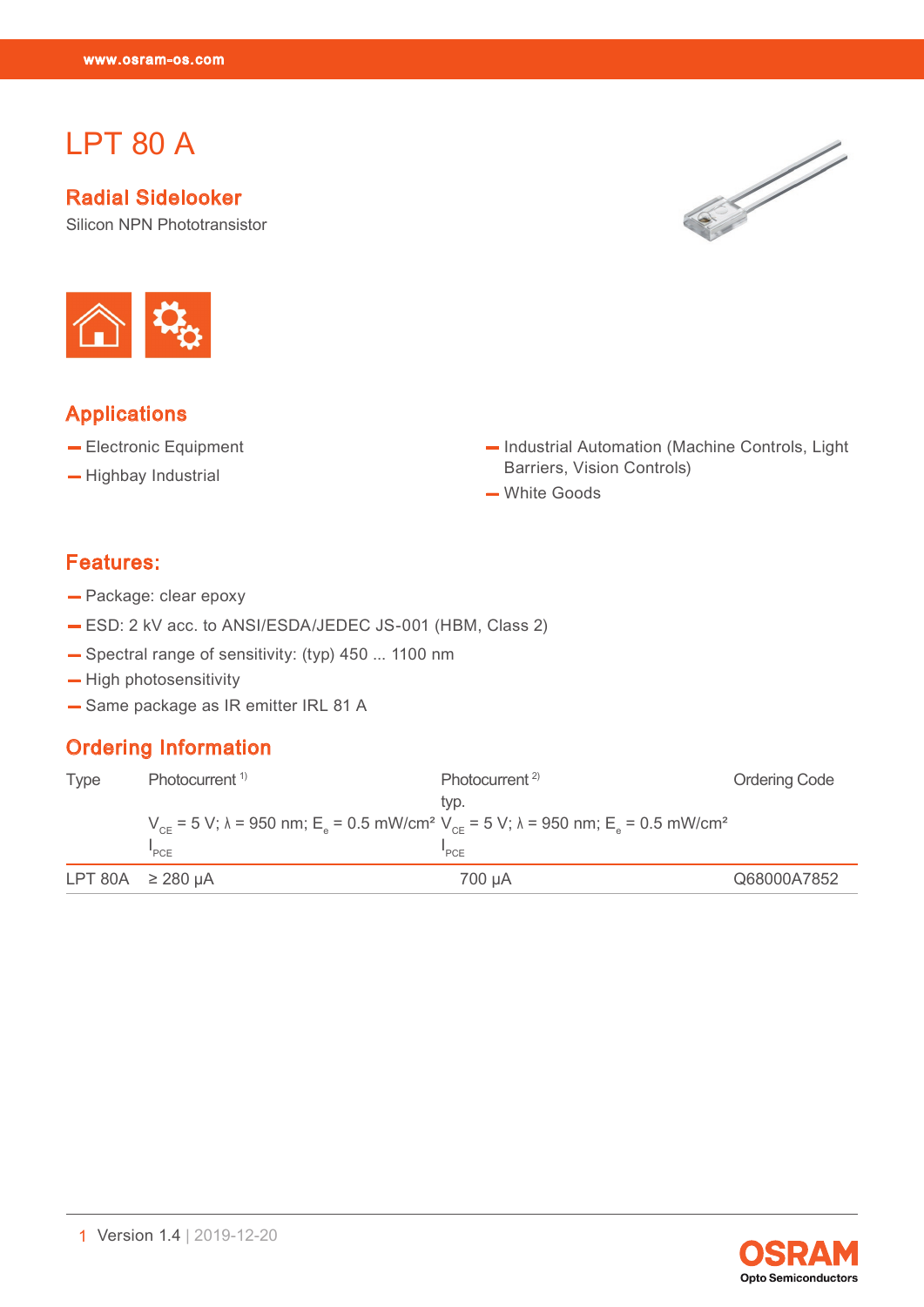# LPT 80 A

## Radial Sidelooker

Silicon NPN Phototransistor

## Applications

- Electronic Equipment
- Highbay Industrial
- Industrial Automation (Machine Controls, Light Barriers, Vision Controls)
- White Goods

## Features:

- Package: clear epoxy
- ESD: 2 kV acc. to ANSI/ESDA/JEDEC JS-001 (HBM, Class 2)
- Spectral range of sensitivity: (typ) 450 ... 1100 nm
- High photosensitivity
- Same package as IR emitter IRL 81 A

## Ordering Information

| Type | Photocurrent [1] $V_{CE}$ = 5 V; λ = 950 nm; $E_e$ = 0.5 mW/cm² $I_{PCE}$ | Photocurrent [2] typ. $V_{CE}$ = 5 V; λ = 950 nm; $E_e$ = 0.5 mW/cm² $I_{PCE}$ | Ordering Code |
|---|---|---|---|
| LPT 80A | ≥ 280 µA | 700 µA | Q68000A7852 |

Version 1.4 | 2019-12-20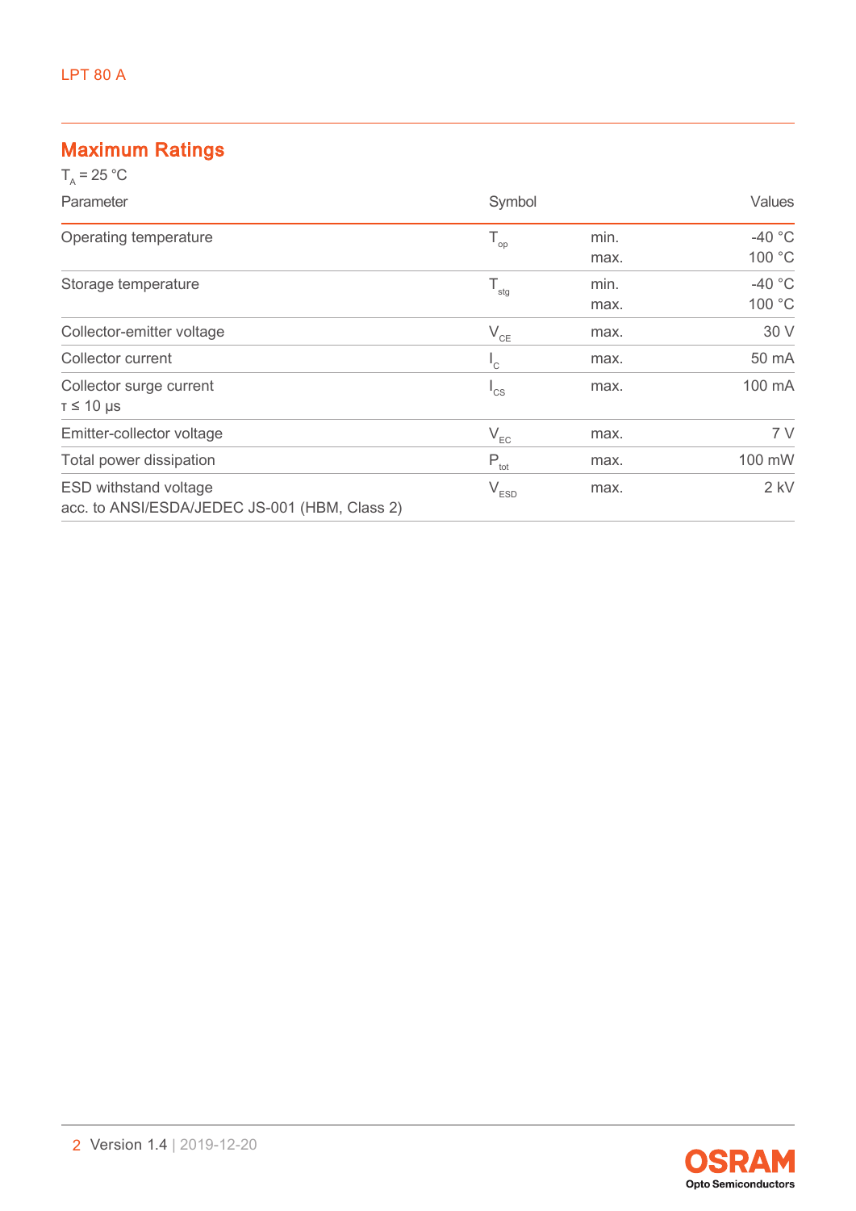## Maximum Ratings

$T_A$ = 25 °C

| Parameter | Symbol | | Values |
|---|---|---|---|
| Operating temperature | $T_{op}$ | min.<br>max. | -40 °C<br>100 °C |
| Storage temperature | $T_{stg}$ | min.<br>max. | -40 °C<br>100 °C |
| Collector-emitter voltage | $V_{CE}$ | max. | 30 V |
| Collector current | $I_C$ | max. | 50 mA |
| Collector surge current<br>$\tau \leq 10$ µs | $I_{CS}$ | max. | 100 mA |
| Emitter-collector voltage | $V_{EC}$ | max. | 7 V |
| Total power dissipation | $P_{tot}$ | max. | 100 mW |
| ESD withstand voltage<br>acc. to ANSI/ESDA/JEDEC JS-001 (HBM, Class 2) | $V_{ESD}$ | max. | 2 kV |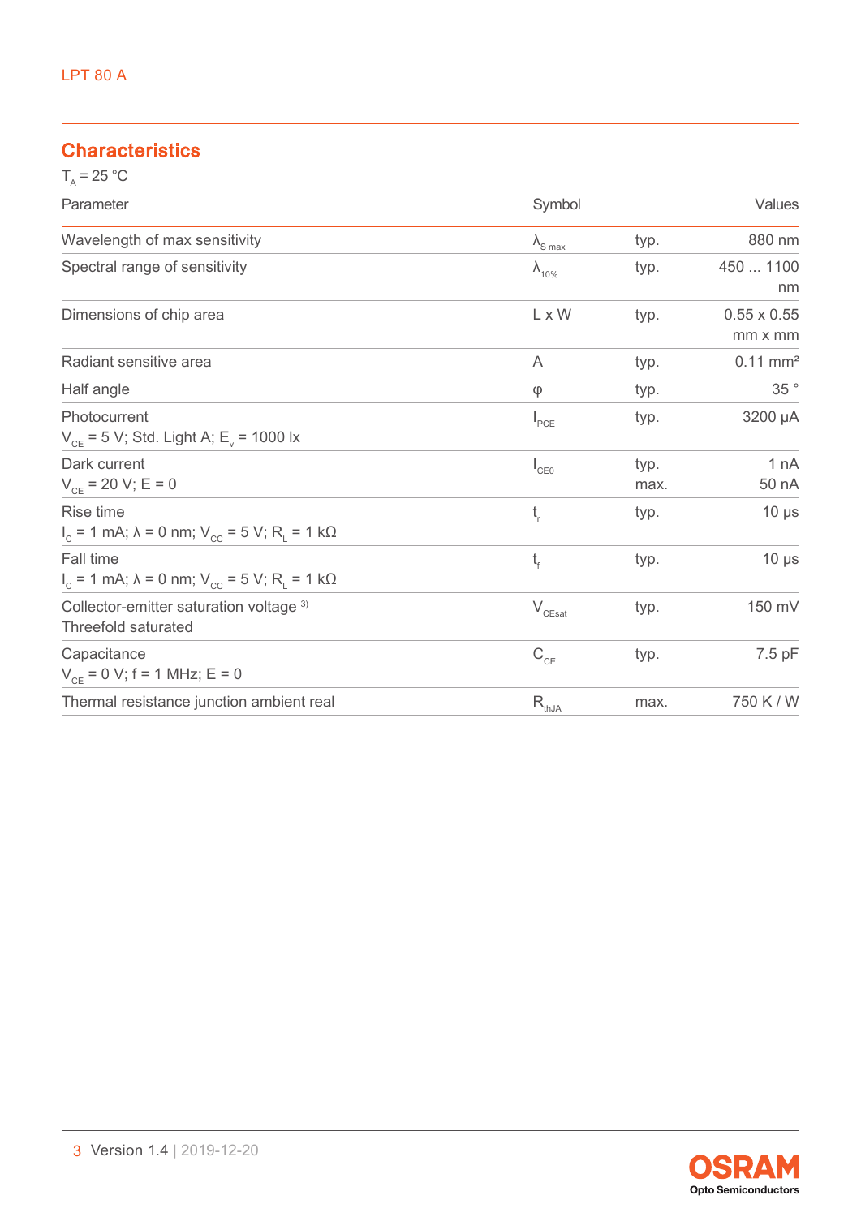## Characteristics

$T_A$ = 25 °C

| Parameter | Symbol | | Values |
|---|---|---|---|
| Wavelength of max sensitivity | $\lambda_{S\ max}$ | typ. | 880 nm |
| Spectral range of sensitivity | $\lambda_{10\%}$ | typ. | 450 ... 1100 nm |
| Dimensions of chip area | L x W | typ. | 0.55 x 0.55 mm x mm |
| Radiant sensitive area | A | typ. | 0.11 mm² |
| Half angle | φ | typ. | 35 ° |
| Photocurrent<br>$V_{CE}$ = 5 V; Std. Light A; $E_v$ = 1000 lx | $I_{PCE}$ | typ. | 3200 µA |
| Dark current<br>$V_{CE}$ = 20 V; E = 0 | $I_{CE0}$ | typ.<br>max. | 1 nA<br>50 nA |
| Rise time<br>$I_C$ = 1 mA; λ = 0 nm; $V_{CC}$ = 5 V; $R_L$ = 1 kΩ | $t_r$ | typ. | 10 µs |
| Fall time<br>$I_C$ = 1 mA; λ = 0 nm; $V_{CC}$ = 5 V; $R_L$ = 1 kΩ | $t_f$ | typ. | 10 µs |
| Collector-emitter saturation voltage [3]<br>Threefold saturated | $V_{CEsat}$ | typ. | 150 mV |
| Capacitance<br>$V_{CE}$ = 0 V; f = 1 MHz; E = 0 | $C_{CE}$ | typ. | 7.5 pF |
| Thermal resistance junction ambient real | $R_{thJA}$ | max. | 750 K / W |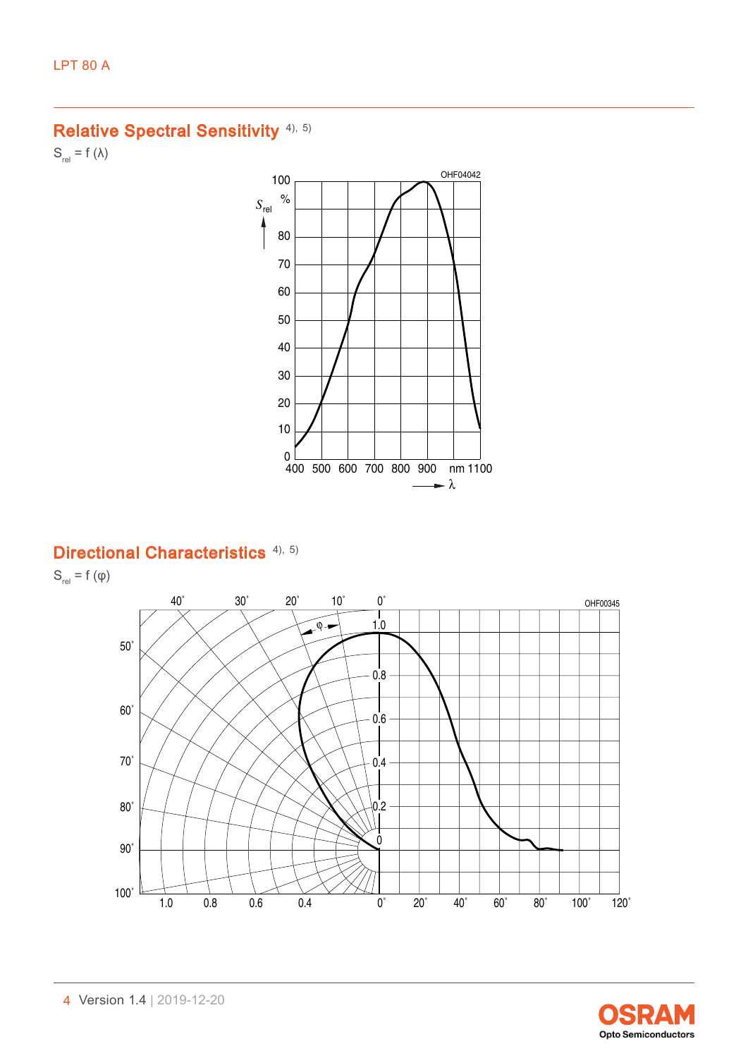## Relative Spectral Sensitivity [4), 5)]

$S_{rel} = f(\lambda)$

## Directional Characteristics [4), 5)]

$S_{rel} = f(\varphi)$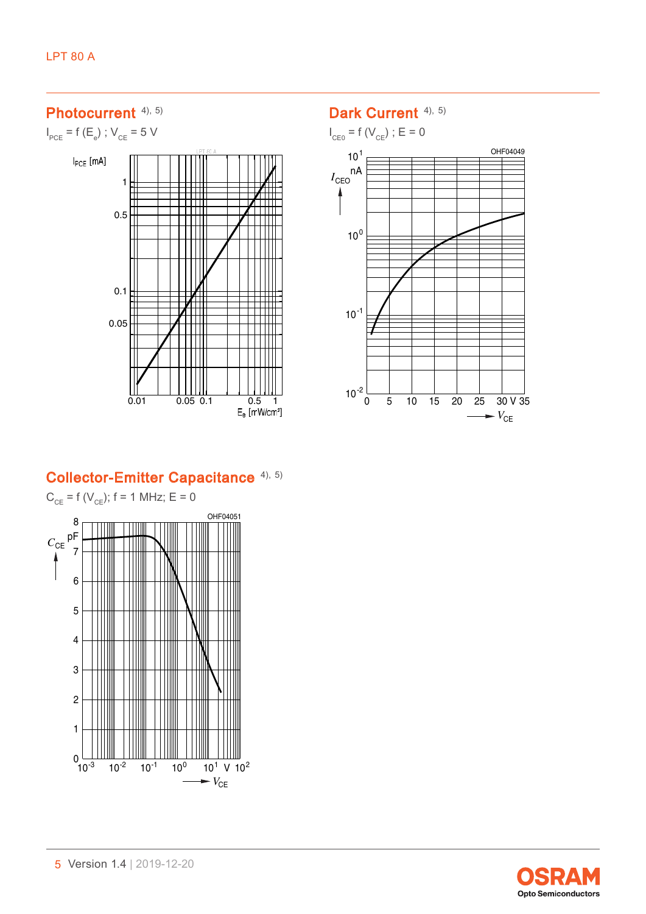## Photocurrent [4), 5)]

$I_{PCE} = f(E_e)$ ; $V_{CE} = 5$ V

## Dark Current [4), 5)]

$I_{CE0} = f(V_{CE})$ ; E = 0

## Collector-Emitter Capacitance [4), 5)]

$C_{CE} = f(V_{CE})$; f = 1 MHz; E = 0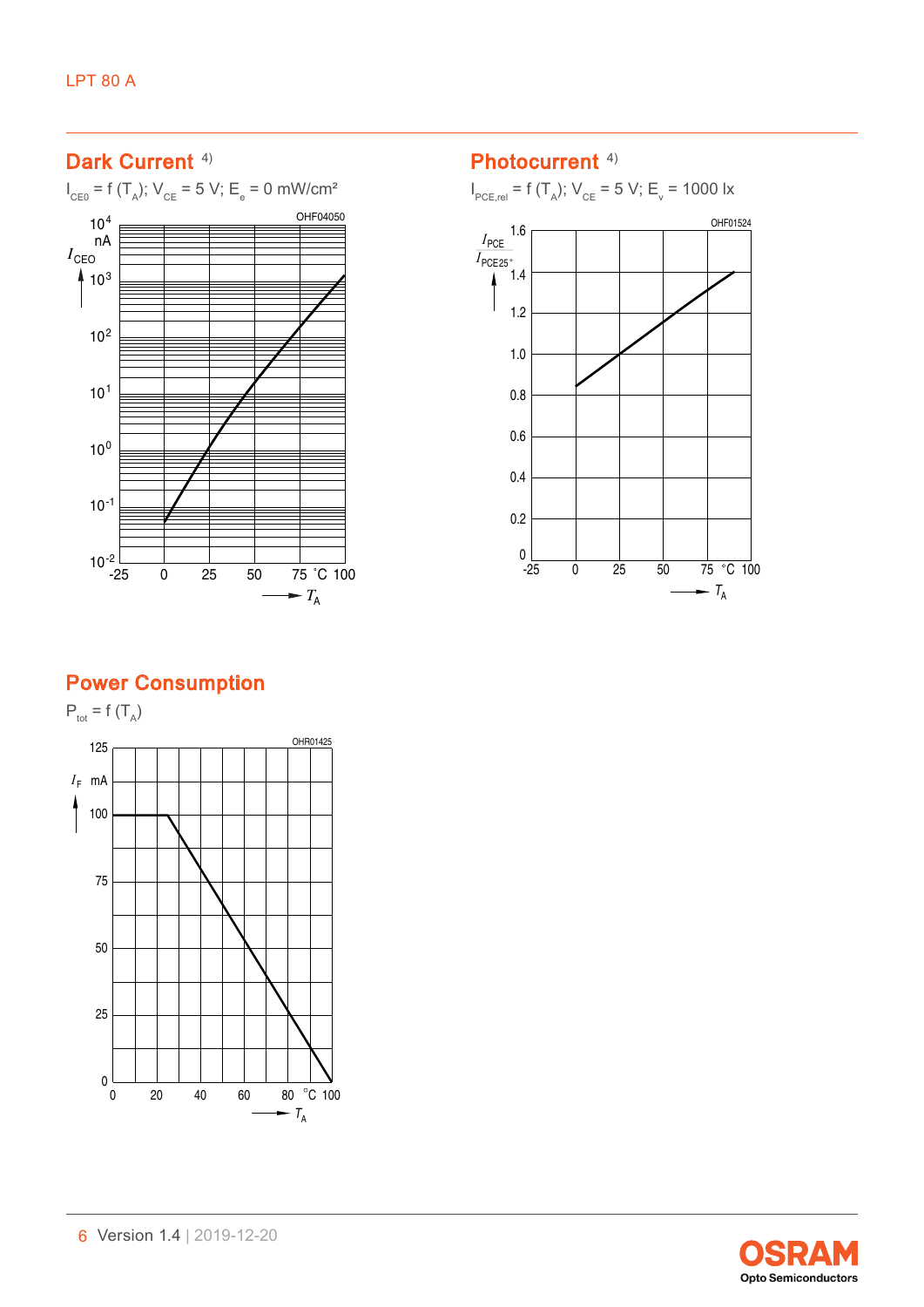## Dark Current [4)]

$I_{CEO} = f(T_A)$; $V_{CE} = 5$ V; $E_e = 0$ mW/cm²

OHF04050

$I_{CEO}$ nA: $10^{-2}$, $10^{-1}$, $10^{0}$, $10^{1}$, $10^{2}$, $10^{3}$, $10^{4}$

$T_A$: -25, 0, 25, 50, 75 °C 100

## Photocurrent [4)]

$I_{PCE,rel} = f(T_A)$; $V_{CE} = 5$ V; $E_v = 1000$ lx

OHF01524

$\frac{I_{PCE}}{I_{PCE25°}}$: 0, 0.2, 0.4, 0.6, 0.8, 1.0, 1.2, 1.4, 1.6

$T_A$: -25, 0, 25, 50, 75 °C 100

## Power Consumption

$P_{tot} = f(T_A)$

OHR01425

$I_F$ mA: 0, 25, 50, 75, 100, 125

$T_A$: 0, 20, 40, 60, 80 °C 100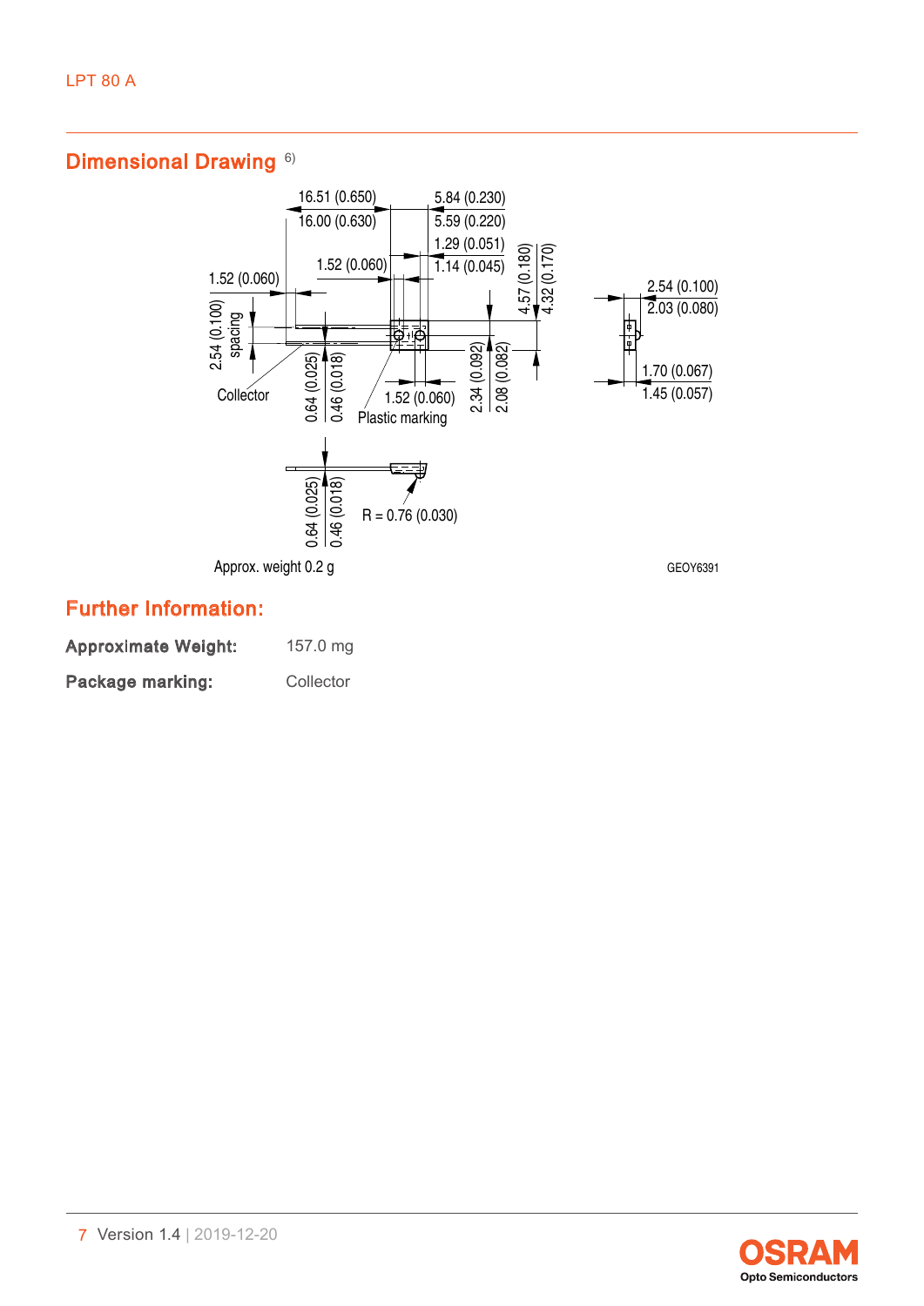## Dimensional Drawing [6)]

Approx. weight 0.2 g

GEOY6391

## Further Information:

**Approximate Weight:** 157.0 mg

**Package marking:** Collector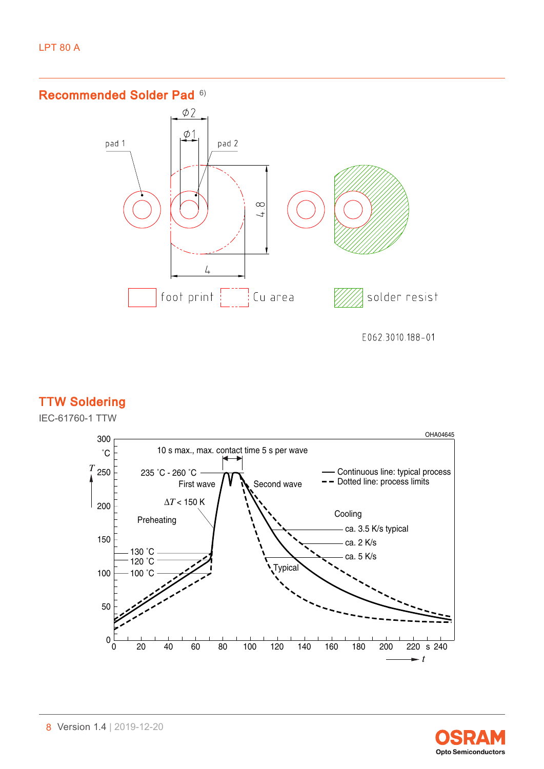## Recommended Solder Pad [6)]

pad 1

pad 2

⌀2

⌀1

4.8

4

foot print

Cu area

solder resist

E062.3010.188-01

## TTW Soldering

IEC-61760-1 TTW

OHA04645

10 s max., max. contact time 5 s per wave

235 °C - 260 °C

First wave

Second wave

Continuous line: typical process

Dotted line: process limits

$\Delta T$ < 150 K

Preheating

Cooling

ca. 3.5 K/s typical

ca. 2 K/s

ca. 5 K/s

Typical

130 °C

120 °C

100 °C

$T$ °C

$t$ s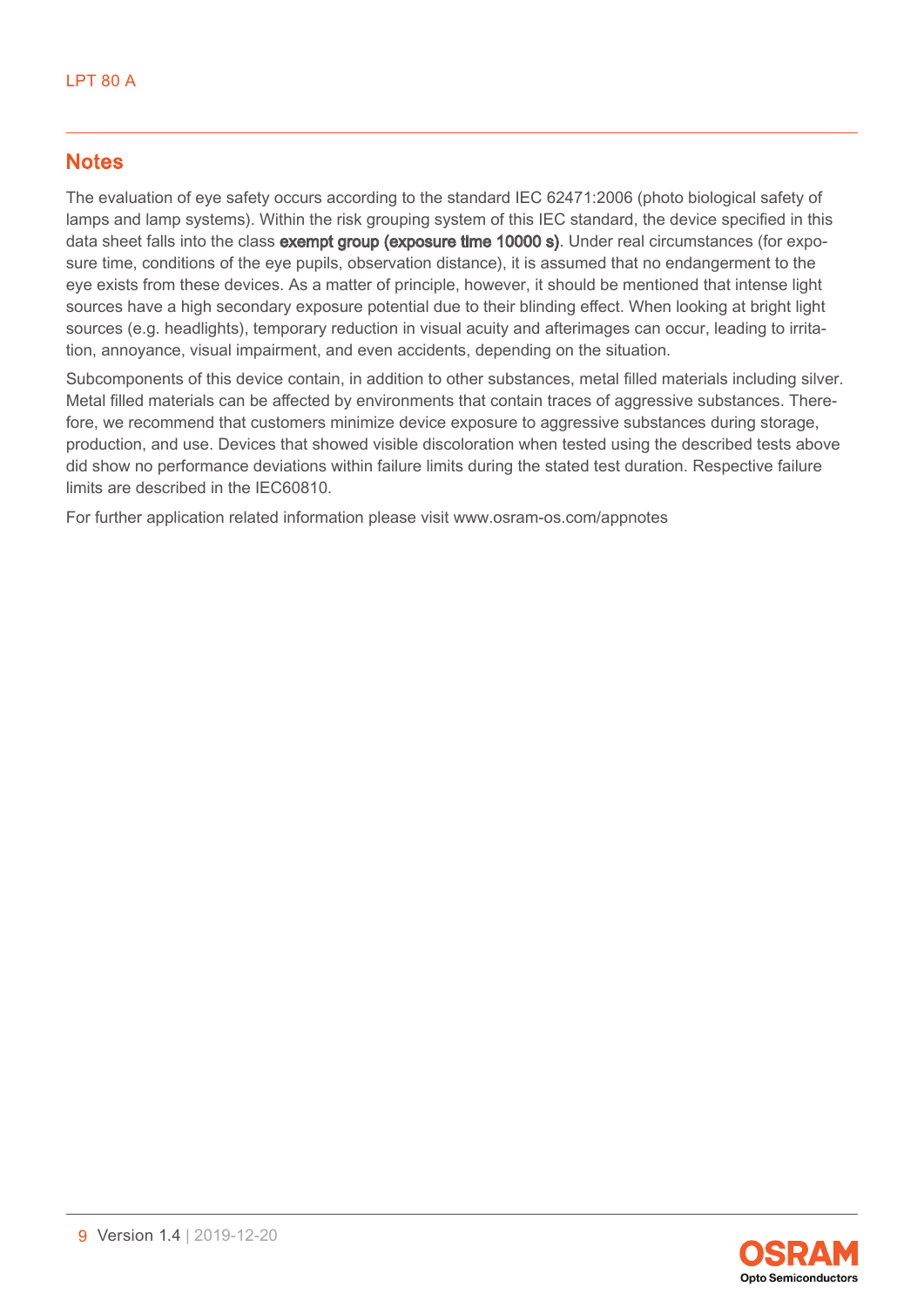## Notes

The evaluation of eye safety occurs according to the standard IEC 62471:2006 (photo biological safety of lamps and lamp systems). Within the risk grouping system of this IEC standard, the device specified in this data sheet falls into the class **exempt group (exposure time 10000 s)**. Under real circumstances (for exposure time, conditions of the eye pupils, observation distance), it is assumed that no endangerment to the eye exists from these devices. As a matter of principle, however, it should be mentioned that intense light sources have a high secondary exposure potential due to their blinding effect. When looking at bright light sources (e.g. headlights), temporary reduction in visual acuity and afterimages can occur, leading to irritation, annoyance, visual impairment, and even accidents, depending on the situation.

Subcomponents of this device contain, in addition to other substances, metal filled materials including silver. Metal filled materials can be affected by environments that contain traces of aggressive substances. Therefore, we recommend that customers minimize device exposure to aggressive substances during storage, production, and use. Devices that showed visible discoloration when tested using the described tests above did show no performance deviations within failure limits during the stated test duration. Respective failure limits are described in the IEC60810.

For further application related information please visit www.osram-os.com/appnotes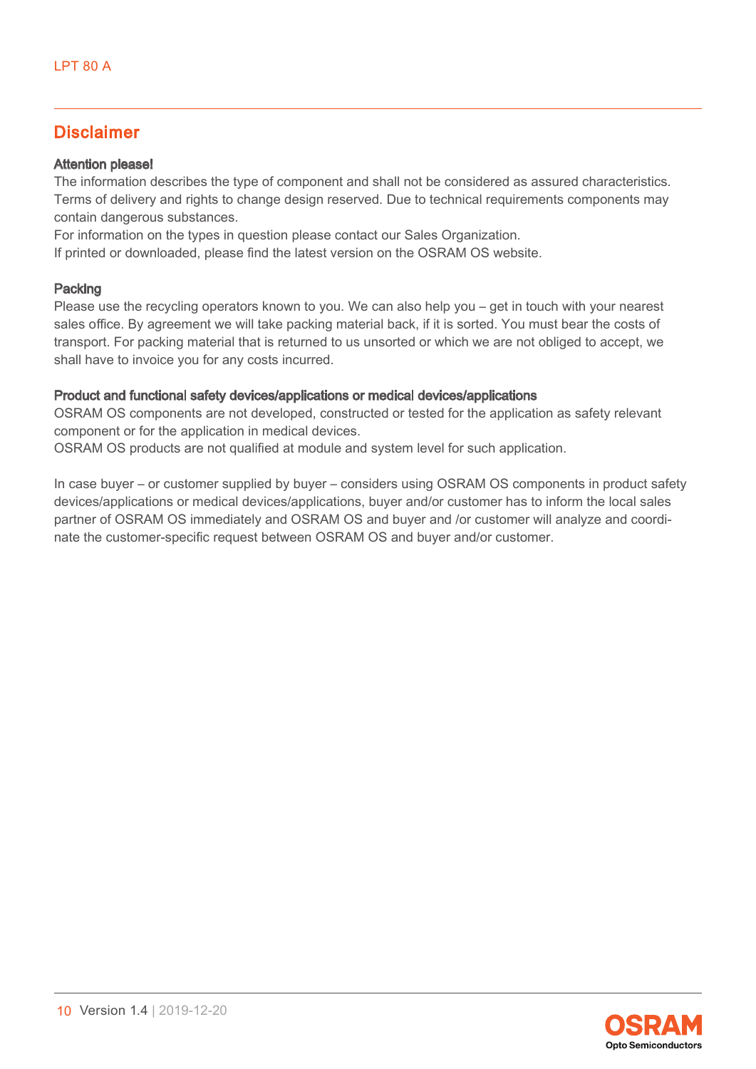## Disclaimer

**Attention please!**

The information describes the type of component and shall not be considered as assured characteristics. Terms of delivery and rights to change design reserved. Due to technical requirements components may contain dangerous substances.
For information on the types in question please contact our Sales Organization.
If printed or downloaded, please find the latest version on the OSRAM OS website.

**Packing**

Please use the recycling operators known to you. We can also help you – get in touch with your nearest sales office. By agreement we will take packing material back, if it is sorted. You must bear the costs of transport. For packing material that is returned to us unsorted or which we are not obliged to accept, we shall have to invoice you for any costs incurred.

**Product and functional safety devices/applications or medical devices/applications**

OSRAM OS components are not developed, constructed or tested for the application as safety relevant component or for the application in medical devices.
OSRAM OS products are not qualified at module and system level for such application.

In case buyer – or customer supplied by buyer – considers using OSRAM OS components in product safety devices/applications or medical devices/applications, buyer and/or customer has to inform the local sales partner of OSRAM OS immediately and OSRAM OS and buyer and /or customer will analyze and coordinate the customer-specific request between OSRAM OS and buyer and/or customer.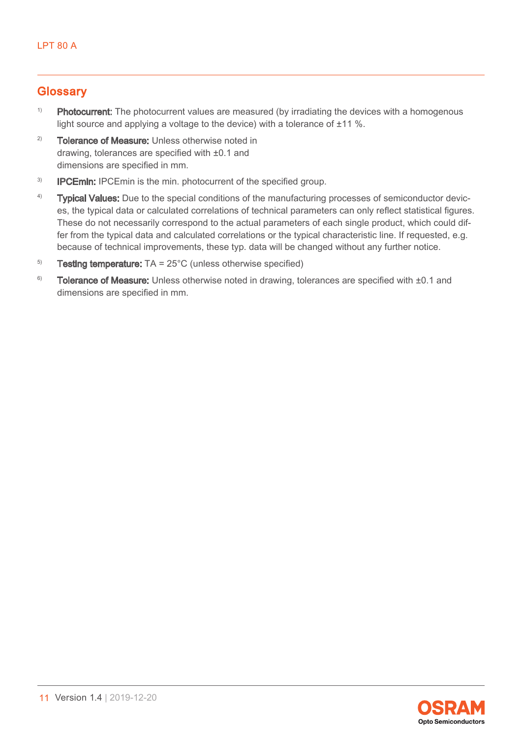## Glossary

[1] **Photocurrent:** The photocurrent values are measured (by irradiating the devices with a homogenous light source and applying a voltage to the device) with a tolerance of ±11 %.

[2] **Tolerance of Measure:** Unless otherwise noted in drawing, tolerances are specified with ±0.1 and dimensions are specified in mm.

[3] **IPCEmin:** IPCEmin is the min. photocurrent of the specified group.

[4] **Typical Values:** Due to the special conditions of the manufacturing processes of semiconductor devices, the typical data or calculated correlations of technical parameters can only reflect statistical figures. These do not necessarily correspond to the actual parameters of each single product, which could differ from the typical data and calculated correlations or the typical characteristic line. If requested, e.g. because of technical improvements, these typ. data will be changed without any further notice.

[5] **Testing temperature:** TA = 25°C (unless otherwise specified)

[6] **Tolerance of Measure:** Unless otherwise noted in drawing, tolerances are specified with ±0.1 and dimensions are specified in mm.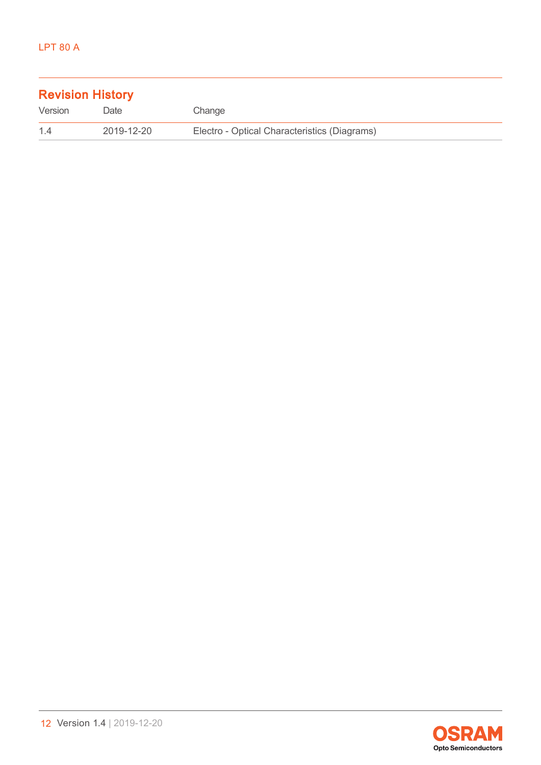## Revision History

| Version | Date | Change |
| --- | --- | --- |
| 1.4 | 2019-12-20 | Electro - Optical Characteristics (Diagrams) |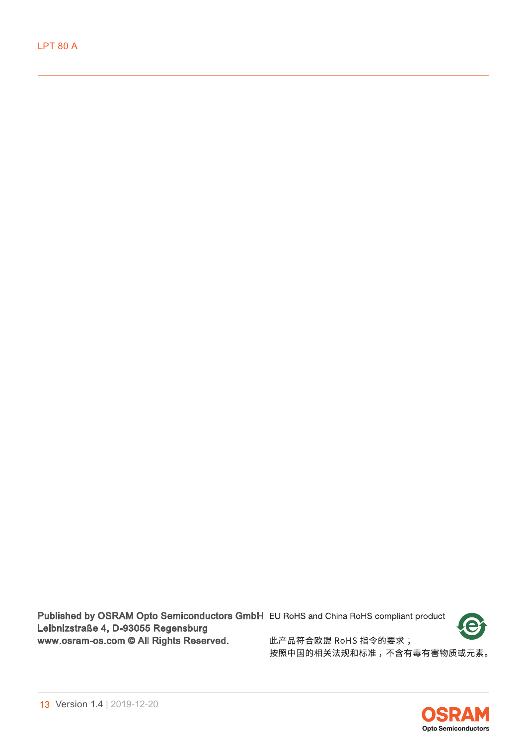**Published by OSRAM Opto Semiconductors GmbH**
**Leibnizstraße 4, D-93055 Regensburg**
**www.osram-os.com © All Rights Reserved.**

EU RoHS and China RoHS compliant product

此产品符合欧盟 RoHS 指令的要求；
按照中国的相关法规和标准，不含有毒有害物质或元素。